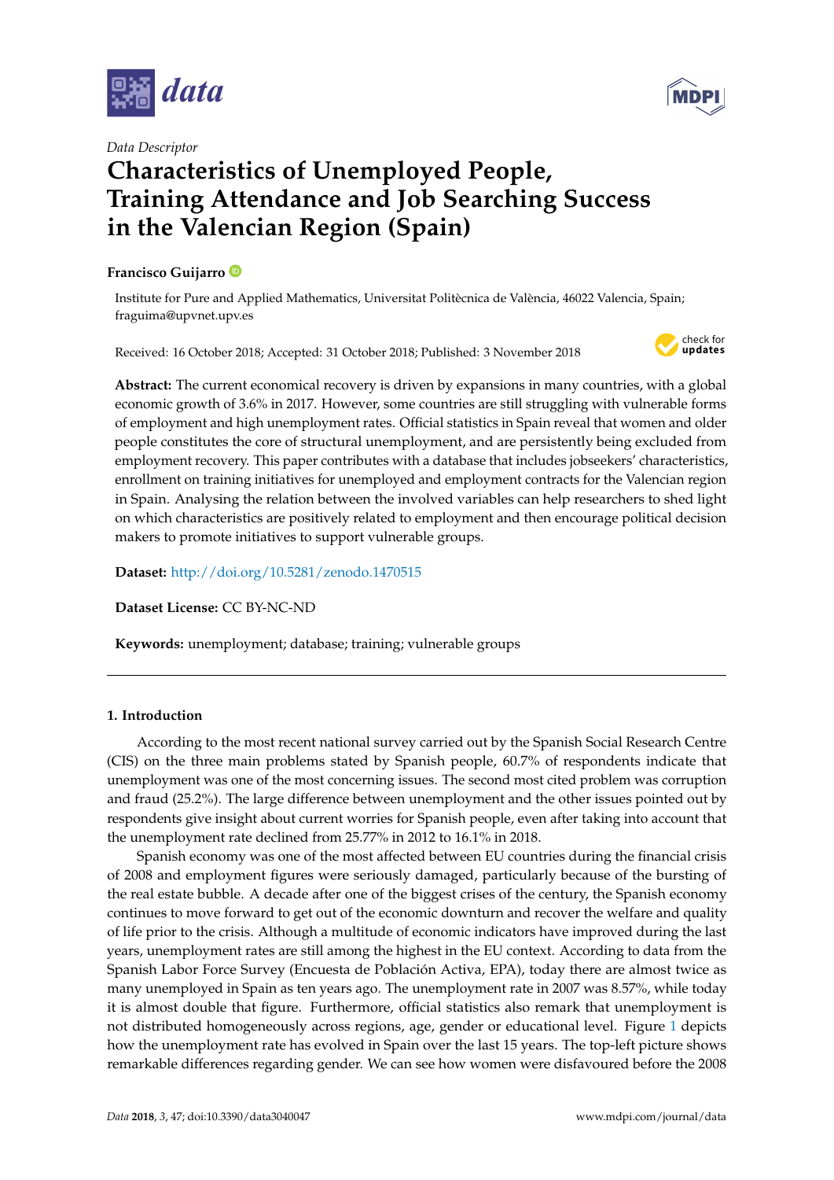*Data Descriptor*

# Characteristics of Unemployed People, Training Attendance and Job Searching Success in the Valencian Region (Spain)

**Francisco Guijarro**

Institute for Pure and Applied Mathematics, Universitat Politècnica de València, 46022 Valencia, Spain; fraguima@upvnet.upv.es

Received: 16 October 2018; Accepted: 31 October 2018; Published: 3 November 2018

**Abstract:** The current economical recovery is driven by expansions in many countries, with a global economic growth of 3.6% in 2017. However, some countries are still struggling with vulnerable forms of employment and high unemployment rates. Official statistics in Spain reveal that women and older people constitutes the core of structural unemployment, and are persistently being excluded from employment recovery. This paper contributes with a database that includes jobseekers' characteristics, enrollment on training initiatives for unemployed and employment contracts for the Valencian region in Spain. Analysing the relation between the involved variables can help researchers to shed light on which characteristics are positively related to employment and then encourage political decision makers to promote initiatives to support vulnerable groups.

**Dataset:** http://doi.org/10.5281/zenodo.1470515

**Dataset License:** CC BY-NC-ND

**Keywords:** unemployment; database; training; vulnerable groups

## 1. Introduction

According to the most recent national survey carried out by the Spanish Social Research Centre (CIS) on the three main problems stated by Spanish people, 60.7% of respondents indicate that unemployment was one of the most concerning issues. The second most cited problem was corruption and fraud (25.2%). The large difference between unemployment and the other issues pointed out by respondents give insight about current worries for Spanish people, even after taking into account that the unemployment rate declined from 25.77% in 2012 to 16.1% in 2018.

Spanish economy was one of the most affected between EU countries during the financial crisis of 2008 and employment figures were seriously damaged, particularly because of the bursting of the real estate bubble. A decade after one of the biggest crises of the century, the Spanish economy continues to move forward to get out of the economic downturn and recover the welfare and quality of life prior to the crisis. Although a multitude of economic indicators have improved during the last years, unemployment rates are still among the highest in the EU context. According to data from the Spanish Labor Force Survey (Encuesta de Población Activa, EPA), today there are almost twice as many unemployed in Spain as ten years ago. The unemployment rate in 2007 was 8.57%, while today it is almost double that figure. Furthermore, official statistics also remark that unemployment is not distributed homogeneously across regions, age, gender or educational level. Figure 1 depicts how the unemployment rate has evolved in Spain over the last 15 years. The top-left picture shows remarkable differences regarding gender. We can see how women were disfavoured before the 2008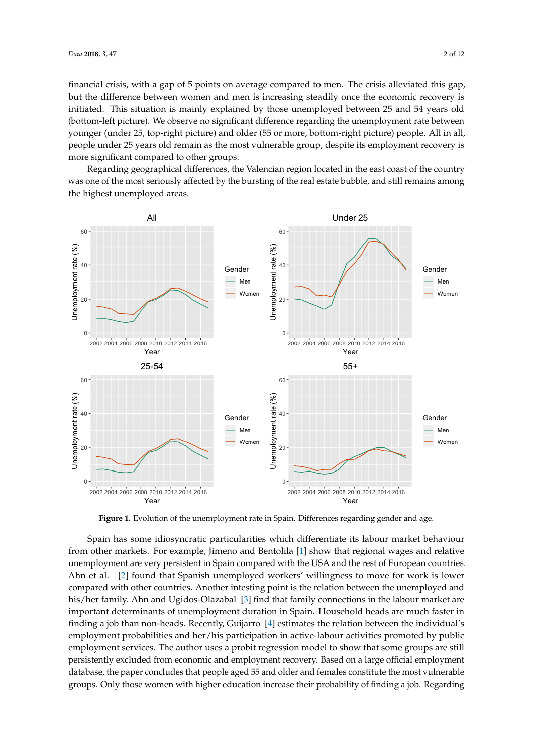financial crisis, with a gap of 5 points on average compared to men. The crisis alleviated this gap, but the difference between women and men is increasing steadily once the economic recovery is initiated. This situation is mainly explained by those unemployed between 25 and 54 years old (bottom-left picture). We observe no significant difference regarding the unemployment rate between younger (under 25, top-right picture) and older (55 or more, bottom-right picture) people. All in all, people under 25 years old remain as the most vulnerable group, despite its employment recovery is more significant compared to other groups.

Regarding geographical differences, the Valencian region located in the east coast of the country was one of the most seriously affected by the bursting of the real estate bubble, and still remains among the highest unemployed areas.

**Figure 1.** Evolution of the unemployment rate in Spain. Differences regarding gender and age.

Spain has some idiosyncratic particularities which differentiate its labour market behaviour from other markets. For example, Jimeno and Bentolila [1] show that regional wages and relative unemployment are very persistent in Spain compared with the USA and the rest of European countries. Ahn et al. [2] found that Spanish unemployed workers' willingness to move for work is lower compared with other countries. Another intesting point is the relation between the unemployed and his/her family. Ahn and Ugidos-Olazabal [3] find that family connections in the labour market are important determinants of unemployment duration in Spain. Household heads are much faster in finding a job than non-heads. Recently, Guijarro [4] estimates the relation between the individual's employment probabilities and her/his participation in active-labour activities promoted by public employment services. The author uses a probit regression model to show that some groups are still persistently excluded from economic and employment recovery. Based on a large official employment database, the paper concludes that people aged 55 and older and females constitute the most vulnerable groups. Only those women with higher education increase their probability of finding a job. Regarding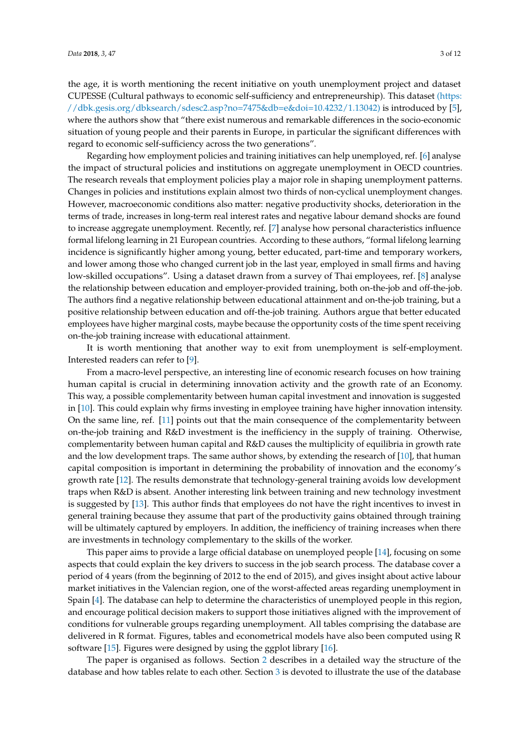the age, it is worth mentioning the recent initiative on youth unemployment project and dataset CUPESSE (Cultural pathways to economic self-sufficiency and entrepreneurship). This dataset (https://dbk.gesis.org/dbksearch/sdesc2.asp?no=7475&db=e&doi=10.4232/1.13042) is introduced by [5], where the authors show that "there exist numerous and remarkable differences in the socio-economic situation of young people and their parents in Europe, in particular the significant differences with regard to economic self-sufficiency across the two generations".

Regarding how employment policies and training initiatives can help unemployed, ref. [6] analyse the impact of structural policies and institutions on aggregate unemployment in OECD countries. The research reveals that employment policies play a major role in shaping unemployment patterns. Changes in policies and institutions explain almost two thirds of non-cyclical unemployment changes. However, macroeconomic conditions also matter: negative productivity shocks, deterioration in the terms of trade, increases in long-term real interest rates and negative labour demand shocks are found to increase aggregate unemployment. Recently, ref. [7] analyse how personal characteristics influence formal lifelong learning in 21 European countries. According to these authors, "formal lifelong learning incidence is significantly higher among young, better educated, part-time and temporary workers, and lower among those who changed current job in the last year, employed in small firms and having low-skilled occupations". Using a dataset drawn from a survey of Thai employees, ref. [8] analyse the relationship between education and employer-provided training, both on-the-job and off-the-job. The authors find a negative relationship between educational attainment and on-the-job training, but a positive relationship between education and off-the-job training. Authors argue that better educated employees have higher marginal costs, maybe because the opportunity costs of the time spent receiving on-the-job training increase with educational attainment.

It is worth mentioning that another way to exit from unemployment is self-employment. Interested readers can refer to [9].

From a macro-level perspective, an interesting line of economic research focuses on how training human capital is crucial in determining innovation activity and the growth rate of an Economy. This way, a possible complementarity between human capital investment and innovation is suggested in [10]. This could explain why firms investing in employee training have higher innovation intensity. On the same line, ref. [11] points out that the main consequence of the complementarity between on-the-job training and R&D investment is the inefficiency in the supply of training. Otherwise, complementarity between human capital and R&D causes the multiplicity of equilibria in growth rate and the low development traps. The same author shows, by extending the research of [10], that human capital composition is important in determining the probability of innovation and the economy's growth rate [12]. The results demonstrate that technology-general training avoids low development traps when R&D is absent. Another interesting link between training and new technology investment is suggested by [13]. This author finds that employees do not have the right incentives to invest in general training because they assume that part of the productivity gains obtained through training will be ultimately captured by employers. In addition, the inefficiency of training increases when there are investments in technology complementary to the skills of the worker.

This paper aims to provide a large official database on unemployed people [14], focusing on some aspects that could explain the key drivers to success in the job search process. The database cover a period of 4 years (from the beginning of 2012 to the end of 2015), and gives insight about active labour market initiatives in the Valencian region, one of the worst-affected areas regarding unemployment in Spain [4]. The database can help to determine the characteristics of unemployed people in this region, and encourage political decision makers to support those initiatives aligned with the improvement of conditions for vulnerable groups regarding unemployment. All tables comprising the database are delivered in R format. Figures, tables and econometrical models have also been computed using R software [15]. Figures were designed by using the ggplot library [16].

The paper is organised as follows. Section 2 describes in a detailed way the structure of the database and how tables relate to each other. Section 3 is devoted to illustrate the use of the database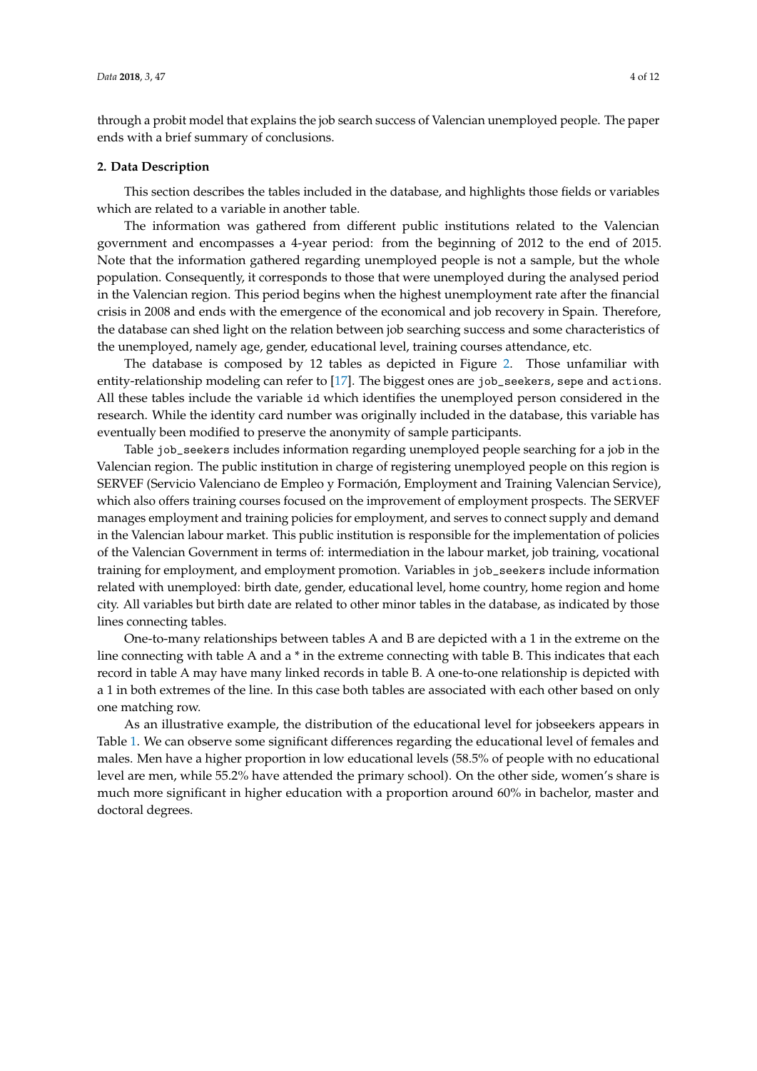through a probit model that explains the job search success of Valencian unemployed people. The paper ends with a brief summary of conclusions.

## 2. Data Description

This section describes the tables included in the database, and highlights those fields or variables which are related to a variable in another table.

The information was gathered from different public institutions related to the Valencian government and encompasses a 4-year period: from the beginning of 2012 to the end of 2015. Note that the information gathered regarding unemployed people is not a sample, but the whole population. Consequently, it corresponds to those that were unemployed during the analysed period in the Valencian region. This period begins when the highest unemployment rate after the financial crisis in 2008 and ends with the emergence of the economical and job recovery in Spain. Therefore, the database can shed light on the relation between job searching success and some characteristics of the unemployed, namely age, gender, educational level, training courses attendance, etc.

The database is composed by 12 tables as depicted in Figure 2. Those unfamiliar with entity-relationship modeling can refer to [17]. The biggest ones are `job_seekers`, `sepe` and `actions`. All these tables include the variable `id` which identifies the unemployed person considered in the research. While the identity card number was originally included in the database, this variable has eventually been modified to preserve the anonymity of sample participants.

Table `job_seekers` includes information regarding unemployed people searching for a job in the Valencian region. The public institution in charge of registering unemployed people on this region is SERVEF (Servicio Valenciano de Empleo y Formación, Employment and Training Valencian Service), which also offers training courses focused on the improvement of employment prospects. The SERVEF manages employment and training policies for employment, and serves to connect supply and demand in the Valencian labour market. This public institution is responsible for the implementation of policies of the Valencian Government in terms of: intermediation in the labour market, job training, vocational training for employment, and employment promotion. Variables in `job_seekers` include information related with unemployed: birth date, gender, educational level, home country, home region and home city. All variables but birth date are related to other minor tables in the database, as indicated by those lines connecting tables.

One-to-many relationships between tables A and B are depicted with a 1 in the extreme on the line connecting with table A and a * in the extreme connecting with table B. This indicates that each record in table A may have many linked records in table B. A one-to-one relationship is depicted with a 1 in both extremes of the line. In this case both tables are associated with each other based on only one matching row.

As an illustrative example, the distribution of the educational level for jobseekers appears in Table 1. We can observe some significant differences regarding the educational level of females and males. Men have a higher proportion in low educational levels (58.5% of people with no educational level are men, while 55.2% have attended the primary school). On the other side, women's share is much more significant in higher education with a proportion around 60% in bachelor, master and doctoral degrees.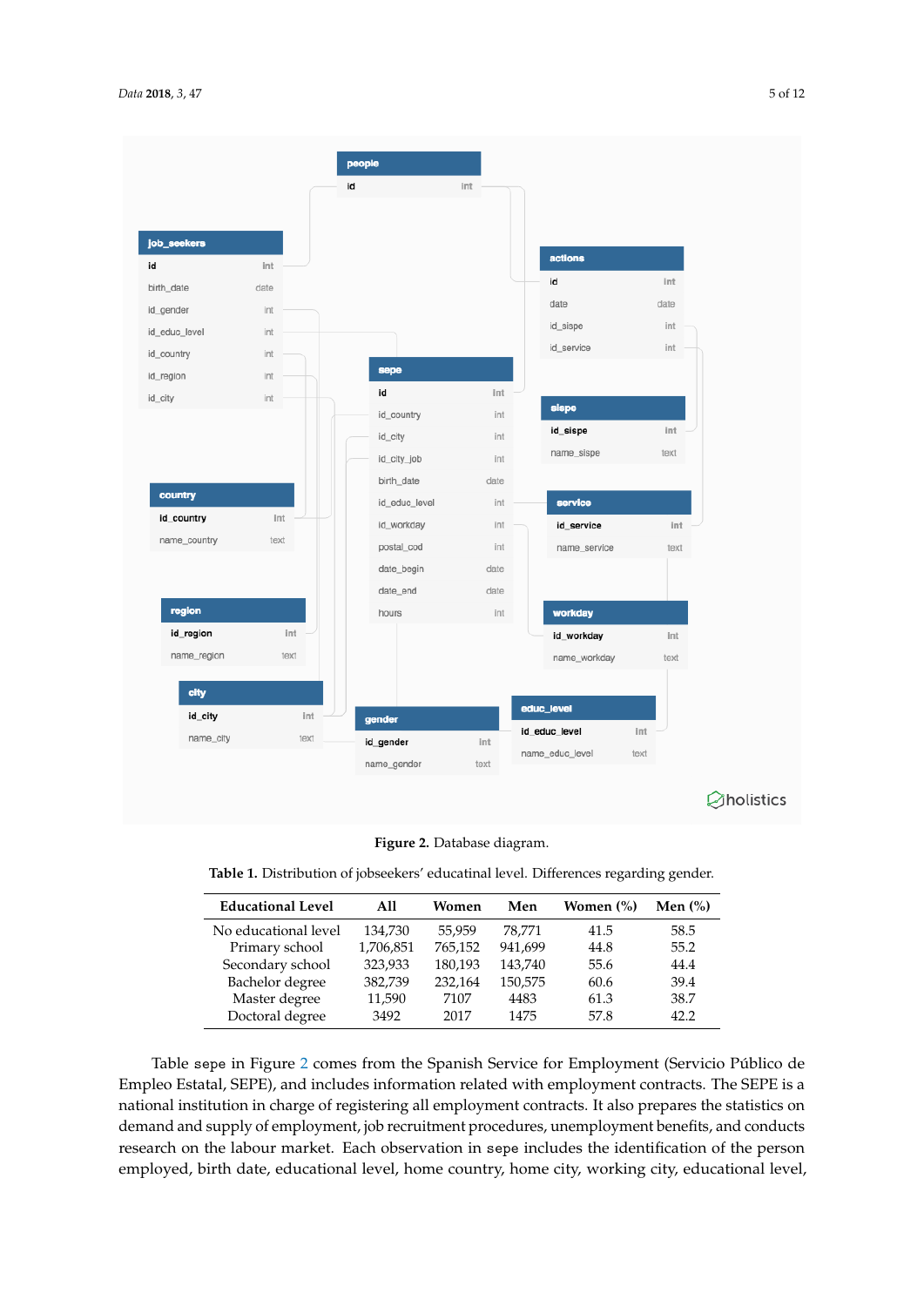**Figure 2.** Database diagram.

**Table 1.** Distribution of jobseekers' educatinal level. Differences regarding gender.

| Educational Level | All | Women | Men | Women (%) | Men (%) |
|---|---|---|---|---|---|
| No educational level | 134,730 | 55,959 | 78,771 | 41.5 | 58.5 |
| Primary school | 1,706,851 | 765,152 | 941,699 | 44.8 | 55.2 |
| Secondary school | 323,933 | 180,193 | 143,740 | 55.6 | 44.4 |
| Bachelor degree | 382,739 | 232,164 | 150,575 | 60.6 | 39.4 |
| Master degree | 11,590 | 7107 | 4483 | 61.3 | 38.7 |
| Doctoral degree | 3492 | 2017 | 1475 | 57.8 | 42.2 |

Table sepe in Figure 2 comes from the Spanish Service for Employment (Servicio Público de Empleo Estatal, SEPE), and includes information related with employment contracts. The SEPE is a national institution in charge of registering all employment contracts. It also prepares the statistics on demand and supply of employment, job recruitment procedures, unemployment benefits, and conducts research on the labour market. Each observation in sepe includes the identification of the person employed, birth date, educational level, home country, home city, working city, educational level,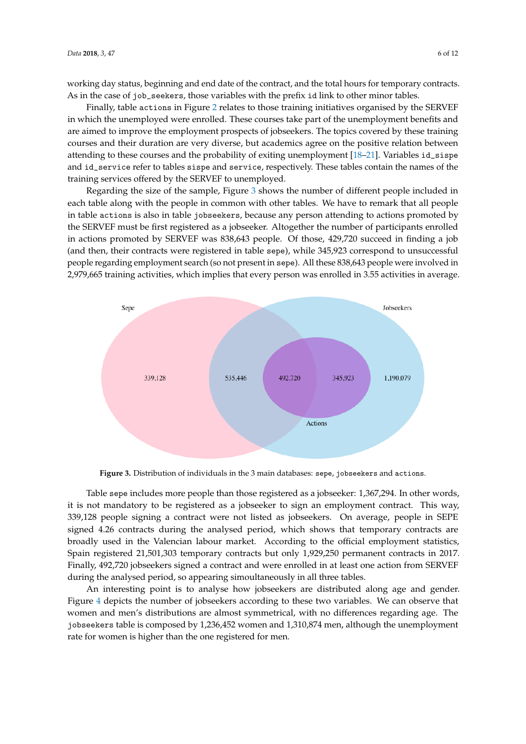working day status, beginning and end date of the contract, and the total hours for temporary contracts. As in the case of `job_seekers`, those variables with the prefix `id` link to other minor tables.

Finally, table `actions` in Figure 2 relates to those training initiatives organised by the SERVEF in which the unemployed were enrolled. These courses take part of the unemployment benefits and are aimed to improve the employment prospects of jobseekers. The topics covered by these training courses and their duration are very diverse, but academics agree on the positive relation between attending to these courses and the probability of exiting unemployment [18–21]. Variables `id_sispe` and `id_service` refer to tables `sispe` and `service`, respectively. These tables contain the names of the training services offered by the SERVEF to unemployed.

Regarding the size of the sample, Figure 3 shows the number of different people included in each table along with the people in common with other tables. We have to remark that all people in table `actions` is also in table `jobseekers`, because any person attending to actions promoted by the SERVEF must be first registered as a jobseeker. Altogether the number of participants enrolled in actions promoted by SERVEF was 838,643 people. Of those, 429,720 succeed in finding a job (and then, their contracts were registered in table `sepe`), while 345,923 correspond to unsuccessful people regarding employment search (so not present in `sepe`). All these 838,643 people were involved in 2,979,665 training activities, which implies that every person was enrolled in 3.55 activities in average.

**Figure 3.** Distribution of individuals in the 3 main databases: `sepe`, `jobseekers` and `actions`.

Table `sepe` includes more people than those registered as a jobseeker: 1,367,294. In other words, it is not mandatory to be registered as a jobseeker to sign an employment contract. This way, 339,128 people signing a contract were not listed as jobseekers. On average, people in SEPE signed 4.26 contracts during the analysed period, which shows that temporary contracts are broadly used in the Valencian labour market. According to the official employment statistics, Spain registered 21,501,303 temporary contracts but only 1,929,250 permanent contracts in 2017. Finally, 492,720 jobseekers signed a contract and were enrolled in at least one action from SERVEF during the analysed period, so appearing simoultaneously in all three tables.

An interesting point is to analyse how jobseekers are distributed along age and gender. Figure 4 depicts the number of jobseekers according to these two variables. We can observe that women and men's distributions are almost symmetrical, with no differences regarding age. The `jobseekers` table is composed by 1,236,452 women and 1,310,874 men, although the unemployment rate for women is higher than the one registered for men.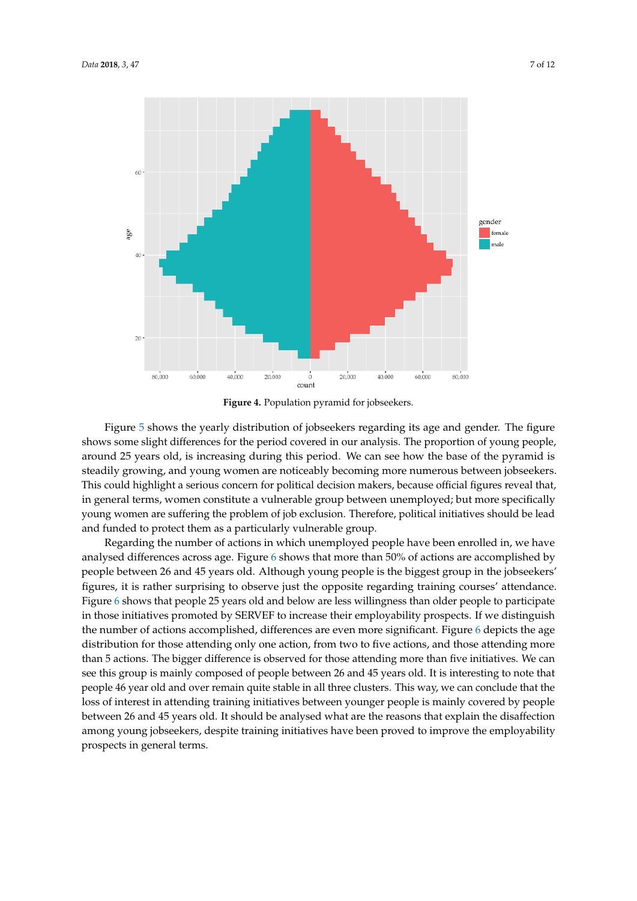**Figure 4.** Population pyramid for jobseekers.

Figure 5 shows the yearly distribution of jobseekers regarding its age and gender. The figure shows some slight differences for the period covered in our analysis. The proportion of young people, around 25 years old, is increasing during this period. We can see how the base of the pyramid is steadily growing, and young women are noticeably becoming more numerous between jobseekers. This could highlight a serious concern for political decision makers, because official figures reveal that, in general terms, women constitute a vulnerable group between unemployed; but more specifically young women are suffering the problem of job exclusion. Therefore, political initiatives should be lead and funded to protect them as a particularly vulnerable group.

Regarding the number of actions in which unemployed people have been enrolled in, we have analysed differences across age. Figure 6 shows that more than 50% of actions are accomplished by people between 26 and 45 years old. Although young people is the biggest group in the jobseekers' figures, it is rather surprising to observe just the opposite regarding training courses' attendance. Figure 6 shows that people 25 years old and below are less willingness than older people to participate in those initiatives promoted by SERVEF to increase their employability prospects. If we distinguish the number of actions accomplished, differences are even more significant. Figure 6 depicts the age distribution for those attending only one action, from two to five actions, and those attending more than 5 actions. The bigger difference is observed for those attending more than five initiatives. We can see this group is mainly composed of people between 26 and 45 years old. It is interesting to note that people 46 year old and over remain quite stable in all three clusters. This way, we can conclude that the loss of interest in attending training initiatives between younger people is mainly covered by people between 26 and 45 years old. It should be analysed what are the reasons that explain the disaffection among young jobseekers, despite training initiatives have been proved to improve the employability prospects in general terms.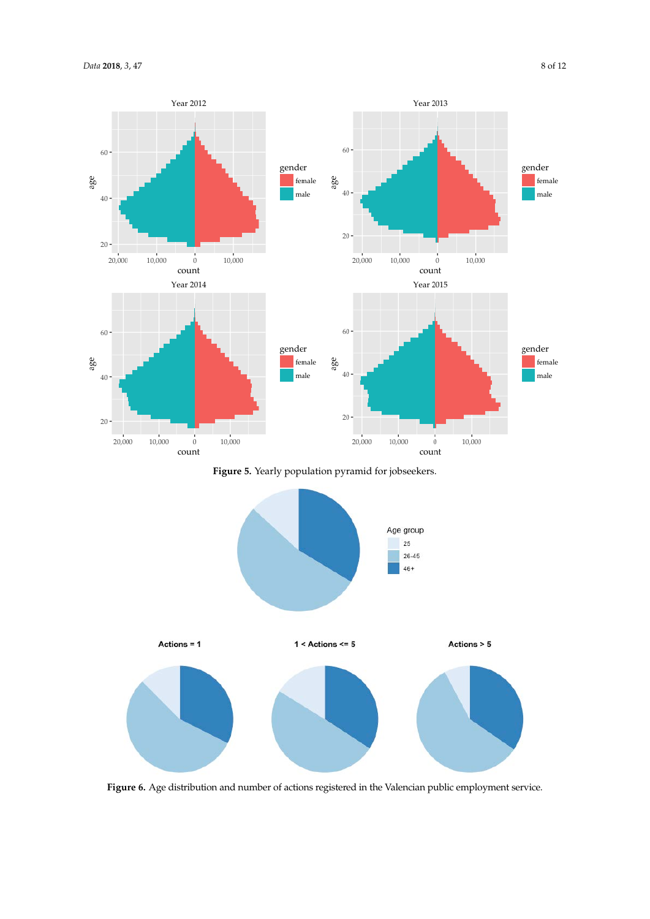**Figure 5.** Yearly population pyramid for jobseekers.

**Figure 6.** Age distribution and number of actions registered in the Valencian public employment service.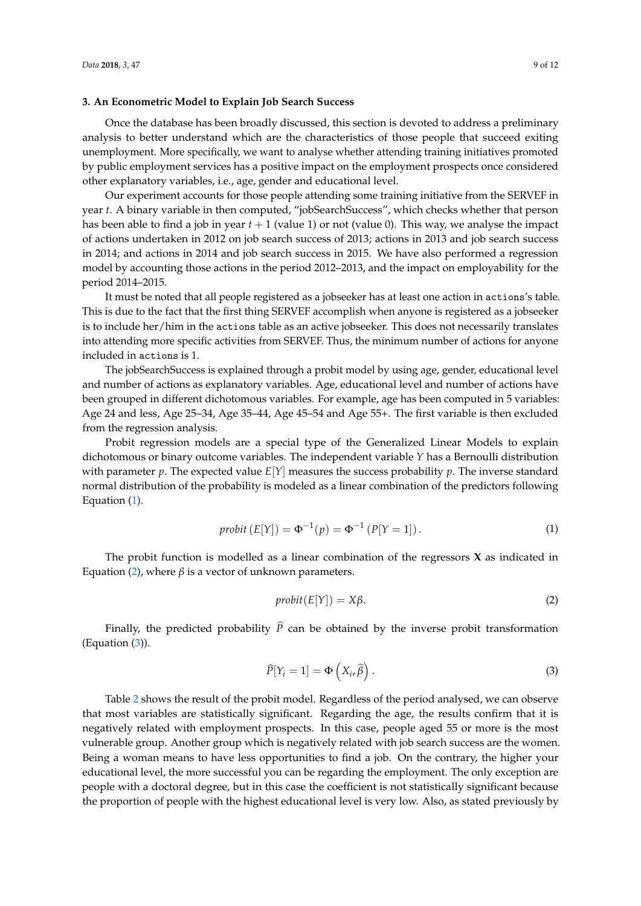### 3. An Econometric Model to Explain Job Search Success

Once the database has been broadly discussed, this section is devoted to address a preliminary analysis to better understand which are the characteristics of those people that succeed exiting unemployment. More specifically, we want to analyse whether attending training initiatives promoted by public employment services has a positive impact on the employment prospects once considered other explanatory variables, i.e., age, gender and educational level.

Our experiment accounts for those people attending some training initiative from the SERVEF in year $t$. A binary variable in then computed, "jobSearchSuccess", which checks whether that person has been able to find a job in year $t+1$ (value 1) or not (value 0). This way, we analyse the impact of actions undertaken in 2012 on job search success of 2013; actions in 2013 and job search success in 2014; and actions in 2014 and job search success in 2015. We have also performed a regression model by accounting those actions in the period 2012–2013, and the impact on employability for the period 2014–2015.

It must be noted that all people registered as a jobseeker has at least one action in `actions`'s table. This is due to the fact that the first thing SERVEF accomplish when anyone is registered as a jobseeker is to include her/him in the `actions` table as an active jobseeker. This does not necessarily translates into attending more specific activities from SERVEF. Thus, the minimum number of actions for anyone included in `actions` is 1.

The jobSearchSuccess is explained through a probit model by using age, gender, educational level and number of actions as explanatory variables. Age, educational level and number of actions have been grouped in different dichotomous variables. For example, age has been computed in 5 variables: Age 24 and less, Age 25–34, Age 35–44, Age 45–54 and Age 55+. The first variable is then excluded from the regression analysis.

Probit regression models are a special type of the Generalized Linear Models to explain dichotomous or binary outcome variables. The independent variable $Y$ has a Bernoulli distribution with parameter $p$. The expected value $E[Y]$ measures the success probability $p$. The inverse standard normal distribution of the probability is modeled as a linear combination of the predictors following Equation (1).

$$probit\left(E[Y]\right) = \Phi^{-1}(p) = \Phi^{-1}\left(P[Y=1]\right). \quad (1)$$

The probit function is modelled as a linear combination of the regressors $\mathbf{X}$ as indicated in Equation (2), where $\beta$ is a vector of unknown parameters.

$$probit(E[Y]) = X\beta. \quad (2)$$

Finally, the predicted probability $\widehat{P}$ can be obtained by the inverse probit transformation (Equation (3)).

$$\widehat{P}[Y_i = 1] = \Phi\left(X_i, \widehat{\beta}\right). \quad (3)$$

Table 2 shows the result of the probit model. Regardless of the period analysed, we can observe that most variables are statistically significant. Regarding the age, the results confirm that it is negatively related with employment prospects. In this case, people aged 55 or more is the most vulnerable group. Another group which is negatively related with job search success are the women. Being a woman means to have less opportunities to find a job. On the contrary, the higher your educational level, the more successful you can be regarding the employment. The only exception are people with a doctoral degree, but in this case the coefficient is not statistically significant because the proportion of people with the highest educational level is very low. Also, as stated previously by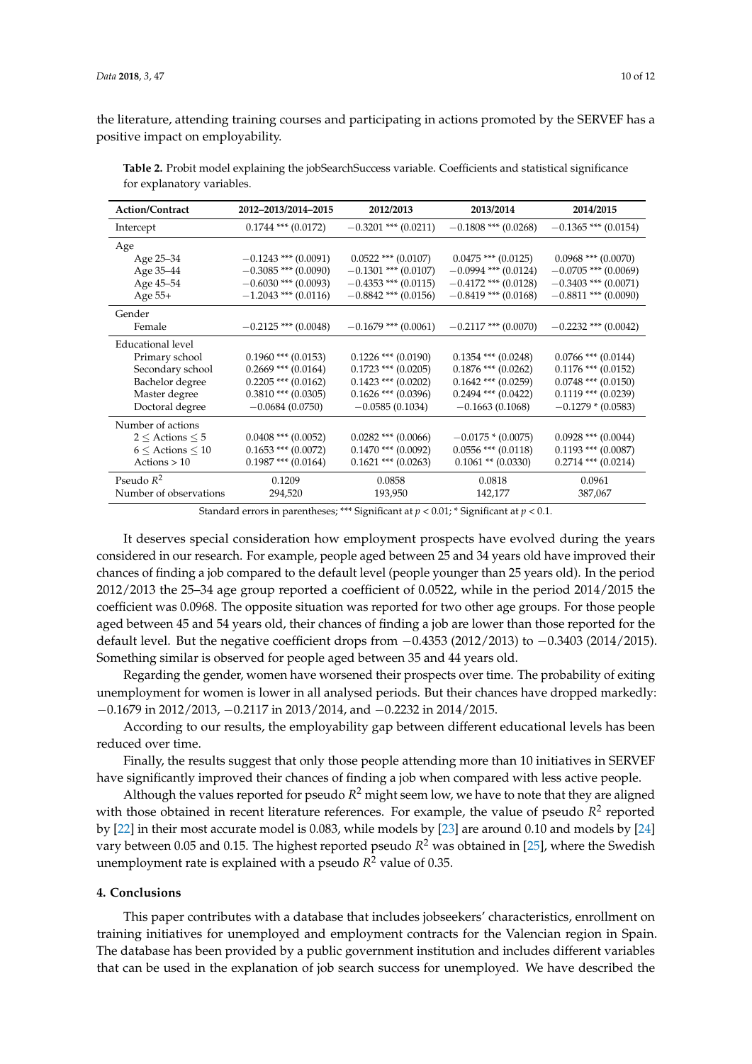the literature, attending training courses and participating in actions promoted by the SERVEF has a positive impact on employability.

**Table 2.** Probit model explaining the jobSearchSuccess variable. Coefficients and statistical significance for explanatory variables.

| Action/Contract | 2012–2013/2014–2015 | 2012/2013 | 2013/2014 | 2014/2015 |
|---|---|---|---|---|
| Intercept | 0.1744 *** (0.0172) | −0.3201 *** (0.0211) | −0.1808 *** (0.0268) | −0.1365 *** (0.0154) |
| Age | | | | |
| Age 25–34 | −0.1243 *** (0.0091) | 0.0522 *** (0.0107) | 0.0475 *** (0.0125) | 0.0968 *** (0.0070) |
| Age 35–44 | −0.3085 *** (0.0090) | −0.1301 *** (0.0107) | −0.0994 *** (0.0124) | −0.0705 *** (0.0069) |
| Age 45–54 | −0.6030 *** (0.0093) | −0.4353 *** (0.0115) | −0.4172 *** (0.0128) | −0.3403 *** (0.0071) |
| Age 55+ | −1.2043 *** (0.0116) | −0.8842 *** (0.0156) | −0.8419 *** (0.0168) | −0.8811 *** (0.0090) |
| Gender | | | | |
| Female | −0.2125 *** (0.0048) | −0.1679 *** (0.0061) | −0.2117 *** (0.0070) | −0.2232 *** (0.0042) |
| Educational level | | | | |
| Primary school | 0.1960 *** (0.0153) | 0.1226 *** (0.0190) | 0.1354 *** (0.0248) | 0.0766 *** (0.0144) |
| Secondary school | 0.2669 *** (0.0164) | 0.1723 *** (0.0205) | 0.1876 *** (0.0262) | 0.1176 *** (0.0152) |
| Bachelor degree | 0.2205 *** (0.0162) | 0.1423 *** (0.0202) | 0.1642 *** (0.0259) | 0.0748 *** (0.0150) |
| Master degree | 0.3810 *** (0.0305) | 0.1626 *** (0.0396) | 0.2494 *** (0.0422) | 0.1119 *** (0.0239) |
| Doctoral degree | −0.0684 (0.0750) | −0.0585 (0.1034) | −0.1663 (0.1068) | −0.1279 * (0.0583) |
| Number of actions | | | | |
| $2 \leq$ Actions $\leq 5$ | 0.0408 *** (0.0052) | 0.0282 *** (0.0066) | −0.0175 * (0.0075) | 0.0928 *** (0.0044) |
| $6 \leq$ Actions $\leq 10$ | 0.1653 *** (0.0072) | 0.1470 *** (0.0092) | 0.0556 *** (0.0118) | 0.1193 *** (0.0087) |
| Actions > 10 | 0.1987 *** (0.0164) | 0.1621 *** (0.0263) | 0.1061 ** (0.0330) | 0.2714 *** (0.0214) |
| Pseudo $R^2$ | 0.1209 | 0.0858 | 0.0818 | 0.0961 |
| Number of observations | 294,520 | 193,950 | 142,177 | 387,067 |

Standard errors in parentheses; *** Significant at $p < 0.01$; * Significant at $p < 0.1$.

It deserves special consideration how employment prospects have evolved during the years considered in our research. For example, people aged between 25 and 34 years old have improved their chances of finding a job compared to the default level (people younger than 25 years old). In the period 2012/2013 the 25–34 age group reported a coefficient of 0.0522, while in the period 2014/2015 the coefficient was 0.0968. The opposite situation was reported for two other age groups. For those people aged between 45 and 54 years old, their chances of finding a job are lower than those reported for the default level. But the negative coefficient drops from −0.4353 (2012/2013) to −0.3403 (2014/2015). Something similar is observed for people aged between 35 and 44 years old.

Regarding the gender, women have worsened their prospects over time. The probability of exiting unemployment for women is lower in all analysed periods. But their chances have dropped markedly: −0.1679 in 2012/2013, −0.2117 in 2013/2014, and −0.2232 in 2014/2015.

According to our results, the employability gap between different educational levels has been reduced over time.

Finally, the results suggest that only those people attending more than 10 initiatives in SERVEF have significantly improved their chances of finding a job when compared with less active people.

Although the values reported for pseudo $R^2$ might seem low, we have to note that they are aligned with those obtained in recent literature references. For example, the value of pseudo $R^2$ reported by [22] in their most accurate model is 0.083, while models by [23] are around 0.10 and models by [24] vary between 0.05 and 0.15. The highest reported pseudo $R^2$ was obtained in [25], where the Swedish unemployment rate is explained with a pseudo $R^2$ value of 0.35.

## 4. Conclusions

This paper contributes with a database that includes jobseekers' characteristics, enrollment on training initiatives for unemployed and employment contracts for the Valencian region in Spain. The database has been provided by a public government institution and includes different variables that can be used in the explanation of job search success for unemployed. We have described the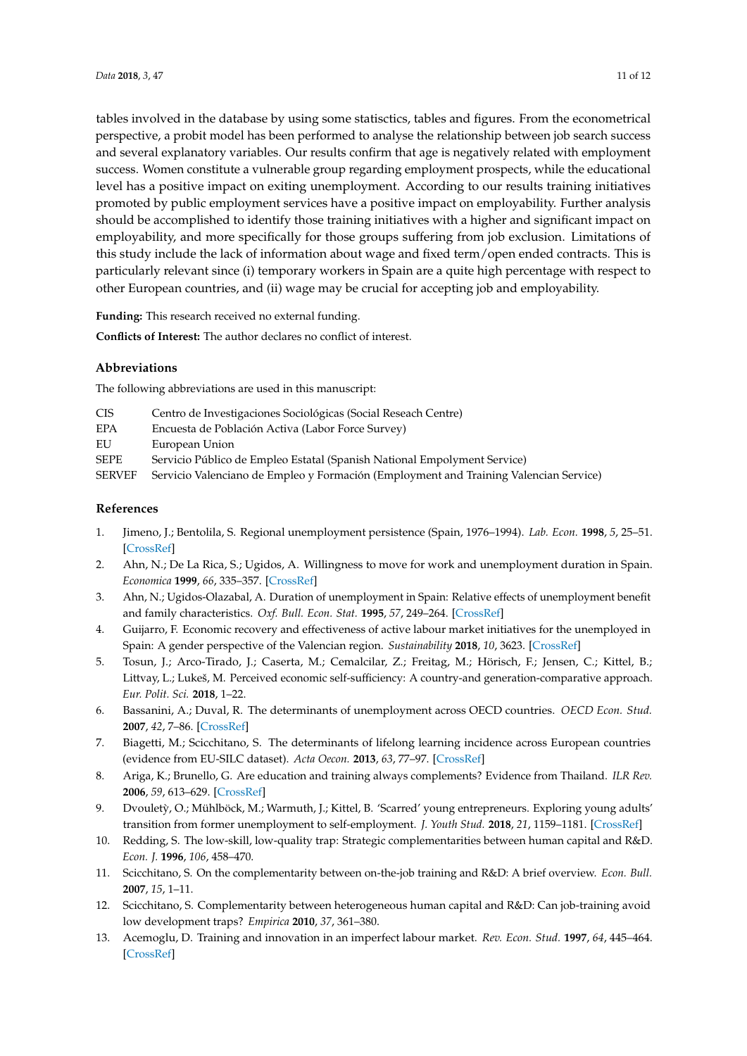tables involved in the database by using some statisctics, tables and figures. From the econometrical perspective, a probit model has been performed to analyse the relationship between job search success and several explanatory variables. Our results confirm that age is negatively related with employment success. Women constitute a vulnerable group regarding employment prospects, while the educational level has a positive impact on exiting unemployment. According to our results training initiatives promoted by public employment services have a positive impact on employability. Further analysis should be accomplished to identify those training initiatives with a higher and significant impact on employability, and more specifically for those groups suffering from job exclusion. Limitations of this study include the lack of information about wage and fixed term/open ended contracts. This is particularly relevant since (i) temporary workers in Spain are a quite high percentage with respect to other European countries, and (ii) wage may be crucial for accepting job and employability.

**Funding:** This research received no external funding.

**Conflicts of Interest:** The author declares no conflict of interest.

## Abbreviations

The following abbreviations are used in this manuscript:

| | |
|---|---|
| CIS | Centro de Investigaciones Sociológicas (Social Reseach Centre) |
| EPA | Encuesta de Población Activa (Labor Force Survey) |
| EU | European Union |
| SEPE | Servicio Público de Empleo Estatal (Spanish National Empolyment Service) |
| SERVEF | Servicio Valenciano de Empleo y Formación (Employment and Training Valencian Service) |

## References

1. Jimeno, J.; Bentolila, S. Regional unemployment persistence (Spain, 1976–1994). *Lab. Econ.* **1998**, *5*, 25–51. [CrossRef]
2. Ahn, N.; De La Rica, S.; Ugidos, A. Willingness to move for work and unemployment duration in Spain. *Economica* **1999**, *66*, 335–357. [CrossRef]
3. Ahn, N.; Ugidos-Olazabal, A. Duration of unemployment in Spain: Relative effects of unemployment benefit and family characteristics. *Oxf. Bull. Econ. Stat.* **1995**, *57*, 249–264. [CrossRef]
4. Guijarro, F. Economic recovery and effectiveness of active labour market initiatives for the unemployed in Spain: A gender perspective of the Valencian region. *Sustainability* **2018**, *10*, 3623. [CrossRef]
5. Tosun, J.; Arco-Tirado, J.; Caserta, M.; Cemalcilar, Z.; Freitag, M.; Hörisch, F.; Jensen, C.; Kittel, B.; Littvay, L.; Lukeš, M. Perceived economic self-sufficiency: A country-and generation-comparative approach. *Eur. Polit. Sci.* **2018**, 1–22.
6. Bassanini, A.; Duval, R. The determinants of unemployment across OECD countries. *OECD Econ. Stud.* **2007**, *42*, 7–86. [CrossRef]
7. Biagetti, M.; Scicchitano, S. The determinants of lifelong learning incidence across European countries (evidence from EU-SILC dataset). *Acta Oecon.* **2013**, *63*, 77–97. [CrossRef]
8. Ariga, K.; Brunello, G. Are education and training always complements? Evidence from Thailand. *ILR Rev.* **2006**, *59*, 613–629. [CrossRef]
9. Dvouletý, O.; Mühlböck, M.; Warmuth, J.; Kittel, B. 'Scarred' young entrepreneurs. Exploring young adults' transition from former unemployment to self-employment. *J. Youth Stud.* **2018**, *21*, 1159–1181. [CrossRef]
10. Redding, S. The low-skill, low-quality trap: Strategic complementarities between human capital and R&D. *Econ. J.* **1996**, *106*, 458–470.
11. Scicchitano, S. On the complementarity between on-the-job training and R&D: A brief overview. *Econ. Bull.* **2007**, *15*, 1–11.
12. Scicchitano, S. Complementarity between heterogeneous human capital and R&D: Can job-training avoid low development traps? *Empirica* **2010**, *37*, 361–380.
13. Acemoglu, D. Training and innovation in an imperfect labour market. *Rev. Econ. Stud.* **1997**, *64*, 445–464. [CrossRef]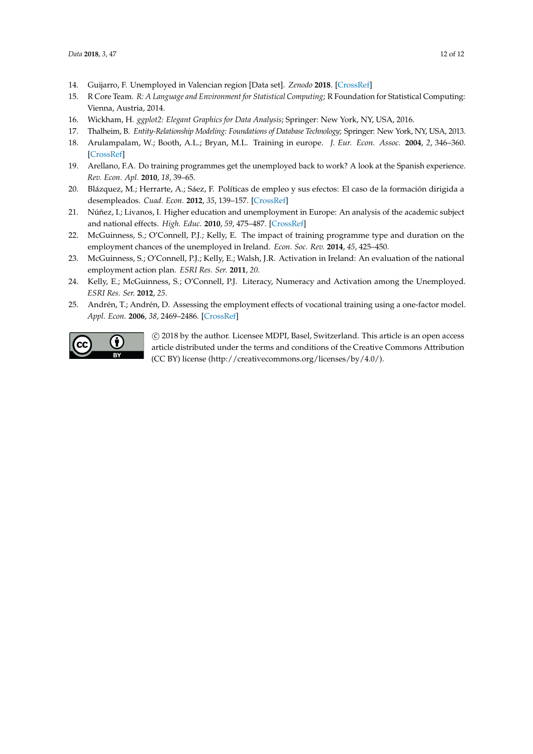14. Guijarro, F. Unemployed in Valencian region [Data set]. *Zenodo* **2018**. [CrossRef]
15. R Core Team. *R: A Language and Environment for Statistical Computing*; R Foundation for Statistical Computing: Vienna, Austria, 2014.
16. Wickham, H. *ggplot2: Elegant Graphics for Data Analysis*; Springer: New York, NY, USA, 2016.
17. Thalheim, B. *Entity-Relationship Modeling: Foundations of Database Technology*; Springer: New York, NY, USA, 2013.
18. Arulampalam, W.; Booth, A.L.; Bryan, M.L. Training in europe. *J. Eur. Econ. Assoc.* **2004**, *2*, 346–360. [CrossRef]
19. Arellano, F.A. Do training programmes get the unemployed back to work? A look at the Spanish experience. *Rev. Econ. Apl.* **2010**, *18*, 39–65.
20. Blázquez, M.; Herrarte, A.; Sáez, F. Políticas de empleo y sus efectos: El caso de la formación dirigida a desempleados. *Cuad. Econ.* **2012**, *35*, 139–157. [CrossRef]
21. Núñez, I.; Livanos, I. Higher education and unemployment in Europe: An analysis of the academic subject and national effects. *High. Educ.* **2010**, *59*, 475–487. [CrossRef]
22. McGuinness, S.; O'Connell, P.J.; Kelly, E. The impact of training programme type and duration on the employment chances of the unemployed in Ireland. *Econ. Soc. Rev.* **2014**, *45*, 425–450.
23. McGuinness, S.; O'Connell, P.J.; Kelly, E.; Walsh, J.R. Activation in Ireland: An evaluation of the national employment action plan. *ESRI Res. Ser.* **2011**, *20*.
24. Kelly, E.; McGuinness, S.; O'Connell, P.J. Literacy, Numeracy and Activation among the Unemployed. *ESRI Res. Ser.* **2012**, *25*.
25. Andrén, T.; Andrén, D. Assessing the employment effects of vocational training using a one-factor model. *Appl. Econ.* **2006**, *38*, 2469–2486. [CrossRef]

© 2018 by the author. Licensee MDPI, Basel, Switzerland. This article is an open access article distributed under the terms and conditions of the Creative Commons Attribution (CC BY) license (http://creativecommons.org/licenses/by/4.0/).